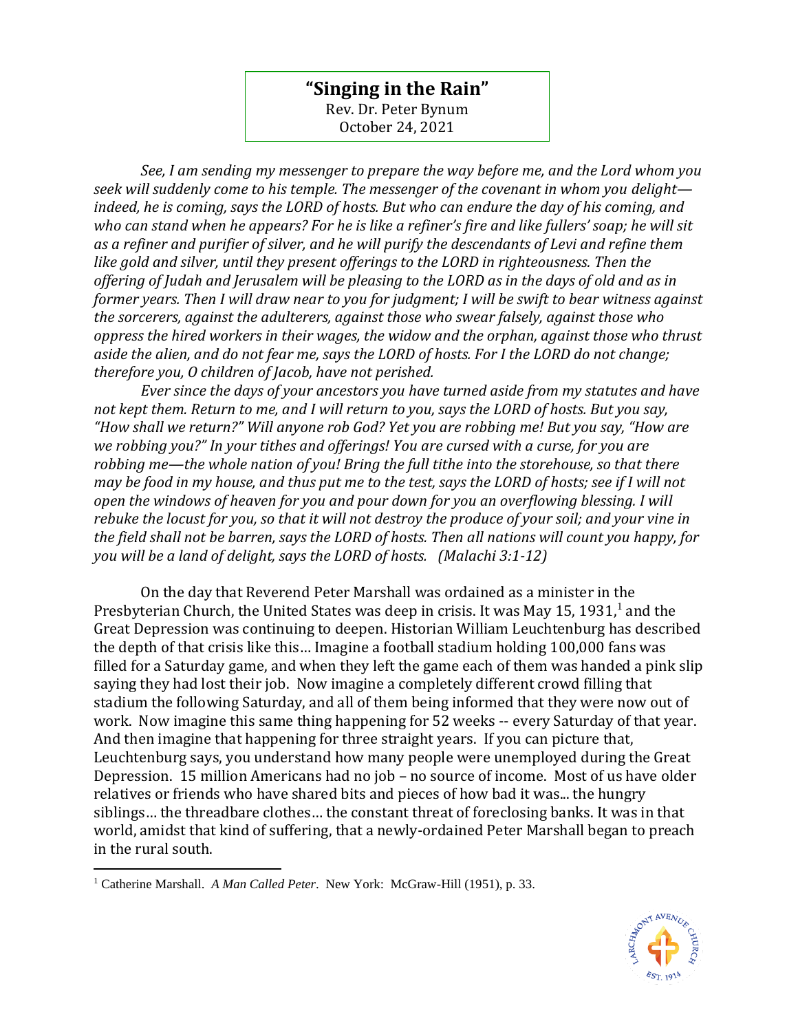# "Singing in the Rain"

Rev. Dr. Peter Bynum
October 24, 2021

*See, I am sending my messenger to prepare the way before me, and the Lord whom you seek will suddenly come to his temple. The messenger of the covenant in whom you delight—indeed, he is coming, says the LORD of hosts. But who can endure the day of his coming, and who can stand when he appears? For he is like a refiner's fire and like fullers' soap; he will sit as a refiner and purifier of silver, and he will purify the descendants of Levi and refine them like gold and silver, until they present offerings to the LORD in righteousness. Then the offering of Judah and Jerusalem will be pleasing to the LORD as in the days of old and as in former years. Then I will draw near to you for judgment; I will be swift to bear witness against the sorcerers, against the adulterers, against those who swear falsely, against those who oppress the hired workers in their wages, the widow and the orphan, against those who thrust aside the alien, and do not fear me, says the LORD of hosts. For I the LORD do not change; therefore you, O children of Jacob, have not perished.*

*Ever since the days of your ancestors you have turned aside from my statutes and have not kept them. Return to me, and I will return to you, says the LORD of hosts. But you say, "How shall we return?" Will anyone rob God? Yet you are robbing me! But you say, "How are we robbing you?" In your tithes and offerings! You are cursed with a curse, for you are robbing me—the whole nation of you! Bring the full tithe into the storehouse, so that there may be food in my house, and thus put me to the test, says the LORD of hosts; see if I will not open the windows of heaven for you and pour down for you an overflowing blessing. I will rebuke the locust for you, so that it will not destroy the produce of your soil; and your vine in the field shall not be barren, says the LORD of hosts. Then all nations will count you happy, for you will be a land of delight, says the LORD of hosts. (Malachi 3:1-12)*

On the day that Reverend Peter Marshall was ordained as a minister in the Presbyterian Church, the United States was deep in crisis. It was May 15, 1931,[1] and the Great Depression was continuing to deepen. Historian William Leuchtenburg has described the depth of that crisis like this… Imagine a football stadium holding 100,000 fans was filled for a Saturday game, and when they left the game each of them was handed a pink slip saying they had lost their job. Now imagine a completely different crowd filling that stadium the following Saturday, and all of them being informed that they were now out of work. Now imagine this same thing happening for 52 weeks -- every Saturday of that year. And then imagine that happening for three straight years. If you can picture that, Leuchtenburg says, you understand how many people were unemployed during the Great Depression. 15 million Americans had no job – no source of income. Most of us have older relatives or friends who have shared bits and pieces of how bad it was... the hungry siblings… the threadbare clothes… the constant threat of foreclosing banks. It was in that world, amidst that kind of suffering, that a newly-ordained Peter Marshall began to preach in the rural south.

[1] Catherine Marshall. *A Man Called Peter*. New York: McGraw-Hill (1951), p. 33.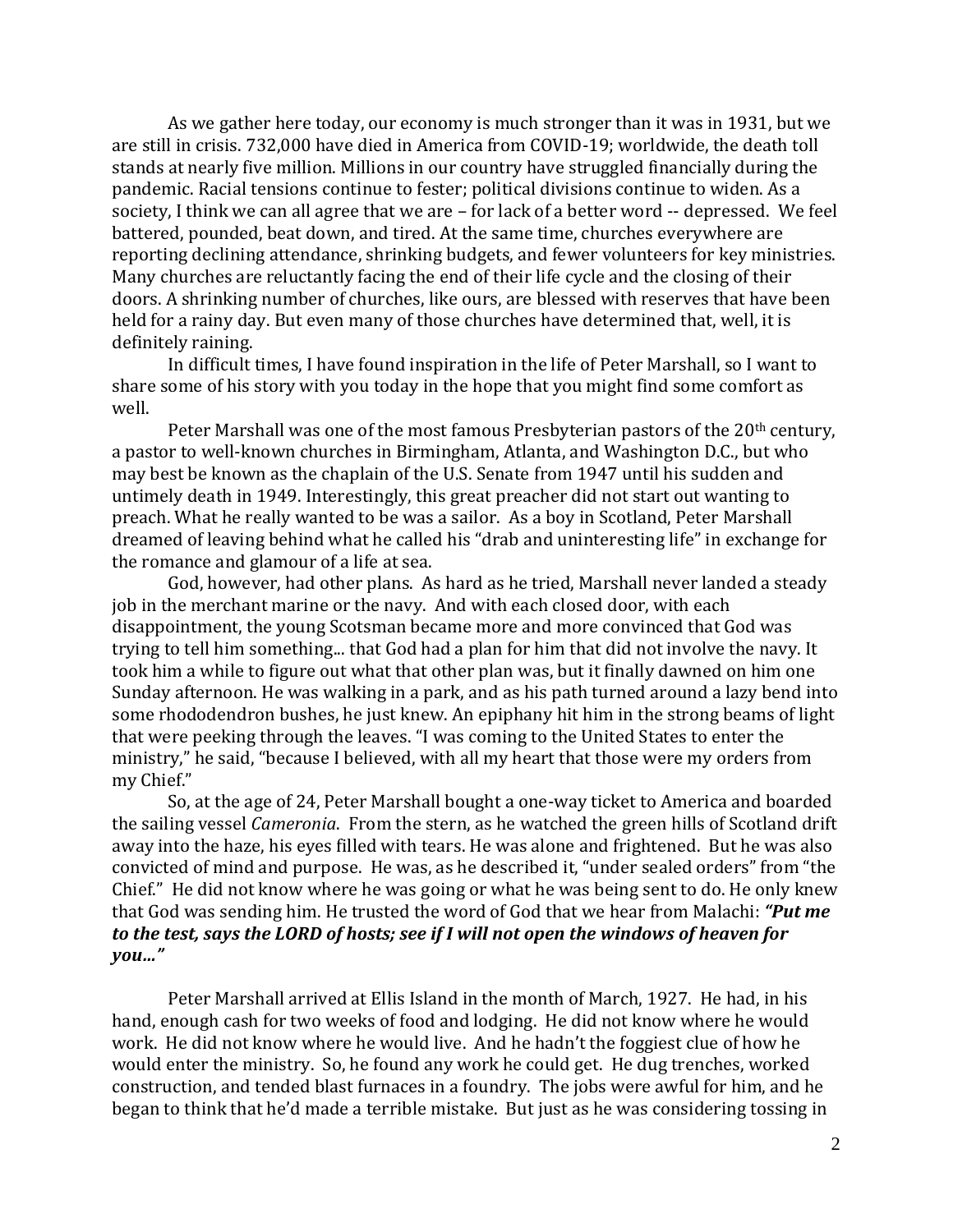As we gather here today, our economy is much stronger than it was in 1931, but we are still in crisis. 732,000 have died in America from COVID-19; worldwide, the death toll stands at nearly five million. Millions in our country have struggled financially during the pandemic. Racial tensions continue to fester; political divisions continue to widen. As a society, I think we can all agree that we are – for lack of a better word -- depressed. We feel battered, pounded, beat down, and tired. At the same time, churches everywhere are reporting declining attendance, shrinking budgets, and fewer volunteers for key ministries. Many churches are reluctantly facing the end of their life cycle and the closing of their doors. A shrinking number of churches, like ours, are blessed with reserves that have been held for a rainy day. But even many of those churches have determined that, well, it is definitely raining.

In difficult times, I have found inspiration in the life of Peter Marshall, so I want to share some of his story with you today in the hope that you might find some comfort as well.

Peter Marshall was one of the most famous Presbyterian pastors of the 20th century, a pastor to well-known churches in Birmingham, Atlanta, and Washington D.C., but who may best be known as the chaplain of the U.S. Senate from 1947 until his sudden and untimely death in 1949. Interestingly, this great preacher did not start out wanting to preach. What he really wanted to be was a sailor. As a boy in Scotland, Peter Marshall dreamed of leaving behind what he called his "drab and uninteresting life" in exchange for the romance and glamour of a life at sea.

God, however, had other plans. As hard as he tried, Marshall never landed a steady job in the merchant marine or the navy. And with each closed door, with each disappointment, the young Scotsman became more and more convinced that God was trying to tell him something... that God had a plan for him that did not involve the navy. It took him a while to figure out what that other plan was, but it finally dawned on him one Sunday afternoon. He was walking in a park, and as his path turned around a lazy bend into some rhododendron bushes, he just knew. An epiphany hit him in the strong beams of light that were peeking through the leaves. "I was coming to the United States to enter the ministry," he said, "because I believed, with all my heart that those were my orders from my Chief."

So, at the age of 24, Peter Marshall bought a one-way ticket to America and boarded the sailing vessel *Cameronia*. From the stern, as he watched the green hills of Scotland drift away into the haze, his eyes filled with tears. He was alone and frightened. But he was also convicted of mind and purpose. He was, as he described it, "under sealed orders" from "the Chief." He did not know where he was going or what he was being sent to do. He only knew that God was sending him. He trusted the word of God that we hear from Malachi: ***"Put me to the test, says the LORD of hosts; see if I will not open the windows of heaven for you..."***

Peter Marshall arrived at Ellis Island in the month of March, 1927. He had, in his hand, enough cash for two weeks of food and lodging. He did not know where he would work. He did not know where he would live. And he hadn't the foggiest clue of how he would enter the ministry. So, he found any work he could get. He dug trenches, worked construction, and tended blast furnaces in a foundry. The jobs were awful for him, and he began to think that he'd made a terrible mistake. But just as he was considering tossing in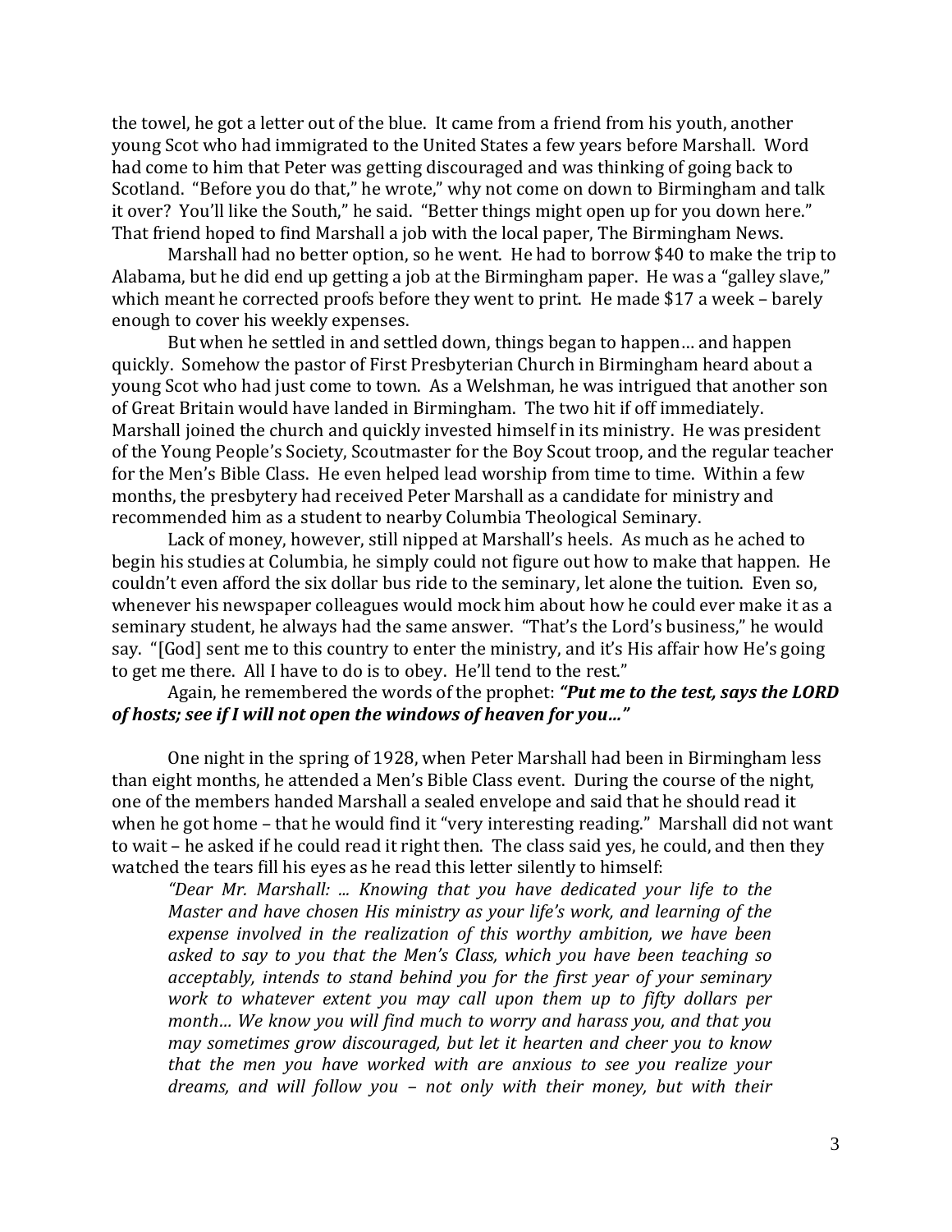the towel, he got a letter out of the blue. It came from a friend from his youth, another young Scot who had immigrated to the United States a few years before Marshall. Word had come to him that Peter was getting discouraged and was thinking of going back to Scotland. "Before you do that," he wrote," why not come on down to Birmingham and talk it over? You'll like the South," he said. "Better things might open up for you down here." That friend hoped to find Marshall a job with the local paper, The Birmingham News.

Marshall had no better option, so he went. He had to borrow $40 to make the trip to Alabama, but he did end up getting a job at the Birmingham paper. He was a "galley slave," which meant he corrected proofs before they went to print. He made $17 a week – barely enough to cover his weekly expenses.

But when he settled in and settled down, things began to happen… and happen quickly. Somehow the pastor of First Presbyterian Church in Birmingham heard about a young Scot who had just come to town. As a Welshman, he was intrigued that another son of Great Britain would have landed in Birmingham. The two hit if off immediately. Marshall joined the church and quickly invested himself in its ministry. He was president of the Young People's Society, Scoutmaster for the Boy Scout troop, and the regular teacher for the Men's Bible Class. He even helped lead worship from time to time. Within a few months, the presbytery had received Peter Marshall as a candidate for ministry and recommended him as a student to nearby Columbia Theological Seminary.

Lack of money, however, still nipped at Marshall's heels. As much as he ached to begin his studies at Columbia, he simply could not figure out how to make that happen. He couldn't even afford the six dollar bus ride to the seminary, let alone the tuition. Even so, whenever his newspaper colleagues would mock him about how he could ever make it as a seminary student, he always had the same answer. "That's the Lord's business," he would say. "[God] sent me to this country to enter the ministry, and it's His affair how He's going to get me there. All I have to do is to obey. He'll tend to the rest."

Again, he remembered the words of the prophet: ***"Put me to the test, says the LORD of hosts; see if I will not open the windows of heaven for you…"***

One night in the spring of 1928, when Peter Marshall had been in Birmingham less than eight months, he attended a Men's Bible Class event. During the course of the night, one of the members handed Marshall a sealed envelope and said that he should read it when he got home – that he would find it "very interesting reading." Marshall did not want to wait – he asked if he could read it right then. The class said yes, he could, and then they watched the tears fill his eyes as he read this letter silently to himself:

> *"Dear Mr. Marshall: ... Knowing that you have dedicated your life to the Master and have chosen His ministry as your life's work, and learning of the expense involved in the realization of this worthy ambition, we have been asked to say to you that the Men's Class, which you have been teaching so acceptably, intends to stand behind you for the first year of your seminary work to whatever extent you may call upon them up to fifty dollars per month… We know you will find much to worry and harass you, and that you may sometimes grow discouraged, but let it hearten and cheer you to know that the men you have worked with are anxious to see you realize your dreams, and will follow you – not only with their money, but with their*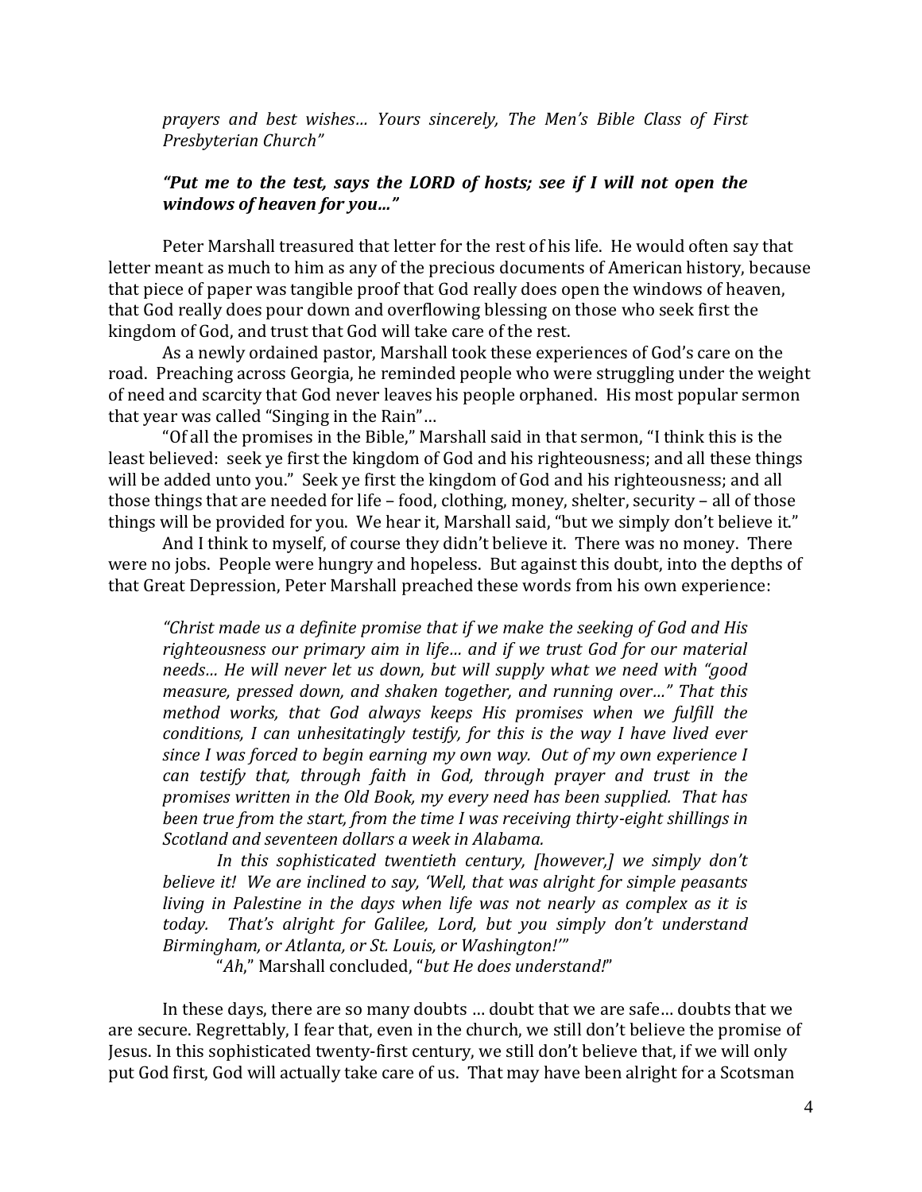*prayers and best wishes… Yours sincerely, The Men's Bible Class of First Presbyterian Church"*

> ***"Put me to the test, says the LORD of hosts; see if I will not open the windows of heaven for you…"***

Peter Marshall treasured that letter for the rest of his life. He would often say that letter meant as much to him as any of the precious documents of American history, because that piece of paper was tangible proof that God really does open the windows of heaven, that God really does pour down and overflowing blessing on those who seek first the kingdom of God, and trust that God will take care of the rest.

As a newly ordained pastor, Marshall took these experiences of God's care on the road. Preaching across Georgia, he reminded people who were struggling under the weight of need and scarcity that God never leaves his people orphaned. His most popular sermon that year was called "Singing in the Rain"…

"Of all the promises in the Bible," Marshall said in that sermon, "I think this is the least believed: seek ye first the kingdom of God and his righteousness; and all these things will be added unto you." Seek ye first the kingdom of God and his righteousness; and all those things that are needed for life – food, clothing, money, shelter, security – all of those things will be provided for you. We hear it, Marshall said, "but we simply don't believe it."

And I think to myself, of course they didn't believe it. There was no money. There were no jobs. People were hungry and hopeless. But against this doubt, into the depths of that Great Depression, Peter Marshall preached these words from his own experience:

> *"Christ made us a definite promise that if we make the seeking of God and His righteousness our primary aim in life… and if we trust God for our material needs... He will never let us down, but will supply what we need with "good measure, pressed down, and shaken together, and running over…" That this method works, that God always keeps His promises when we fulfill the conditions, I can unhesitatingly testify, for this is the way I have lived ever since I was forced to begin earning my own way. Out of my own experience I can testify that, through faith in God, through prayer and trust in the promises written in the Old Book, my every need has been supplied. That has been true from the start, from the time I was receiving thirty-eight shillings in Scotland and seventeen dollars a week in Alabama.*
>
> *In this sophisticated twentieth century, [however,] we simply don't believe it! We are inclined to say, 'Well, that was alright for simple peasants living in Palestine in the days when life was not nearly as complex as it is today. That's alright for Galilee, Lord, but you simply don't understand Birmingham, or Atlanta, or St. Louis, or Washington!'"*
>
> "*Ah*," Marshall concluded, "*but He does understand!*"

In these days, there are so many doubts … doubt that we are safe… doubts that we are secure. Regrettably, I fear that, even in the church, we still don't believe the promise of Jesus. In this sophisticated twenty-first century, we still don't believe that, if we will only put God first, God will actually take care of us. That may have been alright for a Scotsman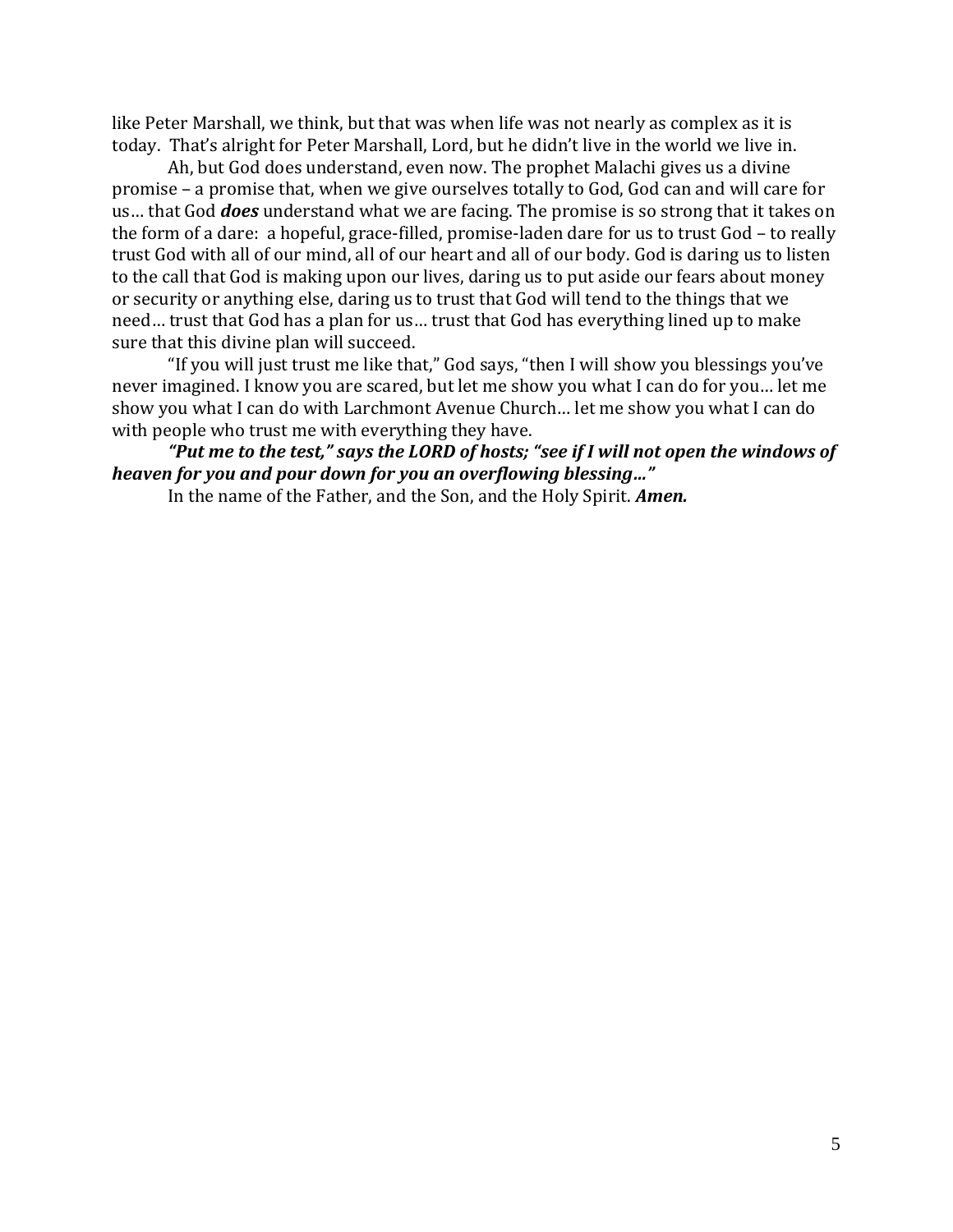like Peter Marshall, we think, but that was when life was not nearly as complex as it is today. That's alright for Peter Marshall, Lord, but he didn't live in the world we live in.

Ah, but God does understand, even now. The prophet Malachi gives us a divine promise – a promise that, when we give ourselves totally to God, God can and will care for us… that God ***does*** understand what we are facing. The promise is so strong that it takes on the form of a dare: a hopeful, grace-filled, promise-laden dare for us to trust God – to really trust God with all of our mind, all of our heart and all of our body. God is daring us to listen to the call that God is making upon our lives, daring us to put aside our fears about money or security or anything else, daring us to trust that God will tend to the things that we need… trust that God has a plan for us… trust that God has everything lined up to make sure that this divine plan will succeed.

"If you will just trust me like that," God says, "then I will show you blessings you've never imagined. I know you are scared, but let me show you what I can do for you… let me show you what I can do with Larchmont Avenue Church… let me show you what I can do with people who trust me with everything they have.

***"Put me to the test," says the LORD of hosts; "see if I will not open the windows of heaven for you and pour down for you an overflowing blessing…"***

In the name of the Father, and the Son, and the Holy Spirit. ***Amen.***